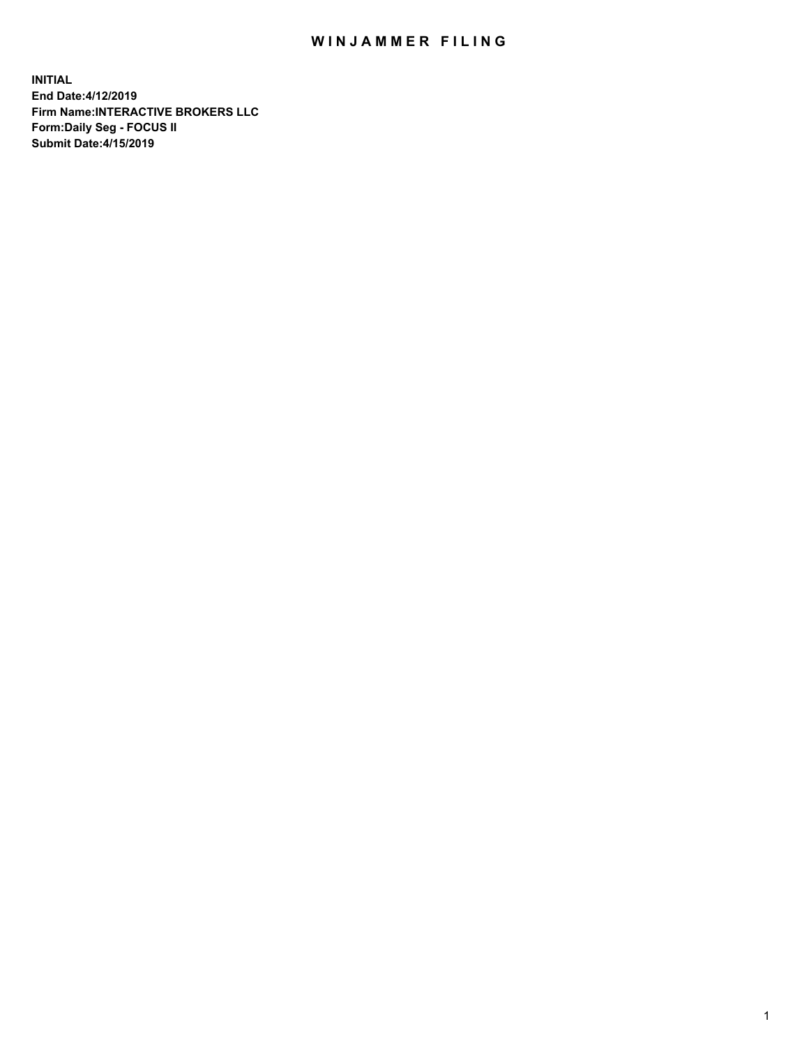# WINJAMMER FILING

**INITIAL**
**End Date:4/12/2019**
**Firm Name:INTERACTIVE BROKERS LLC**
**Form:Daily Seg - FOCUS II**
**Submit Date:4/15/2019**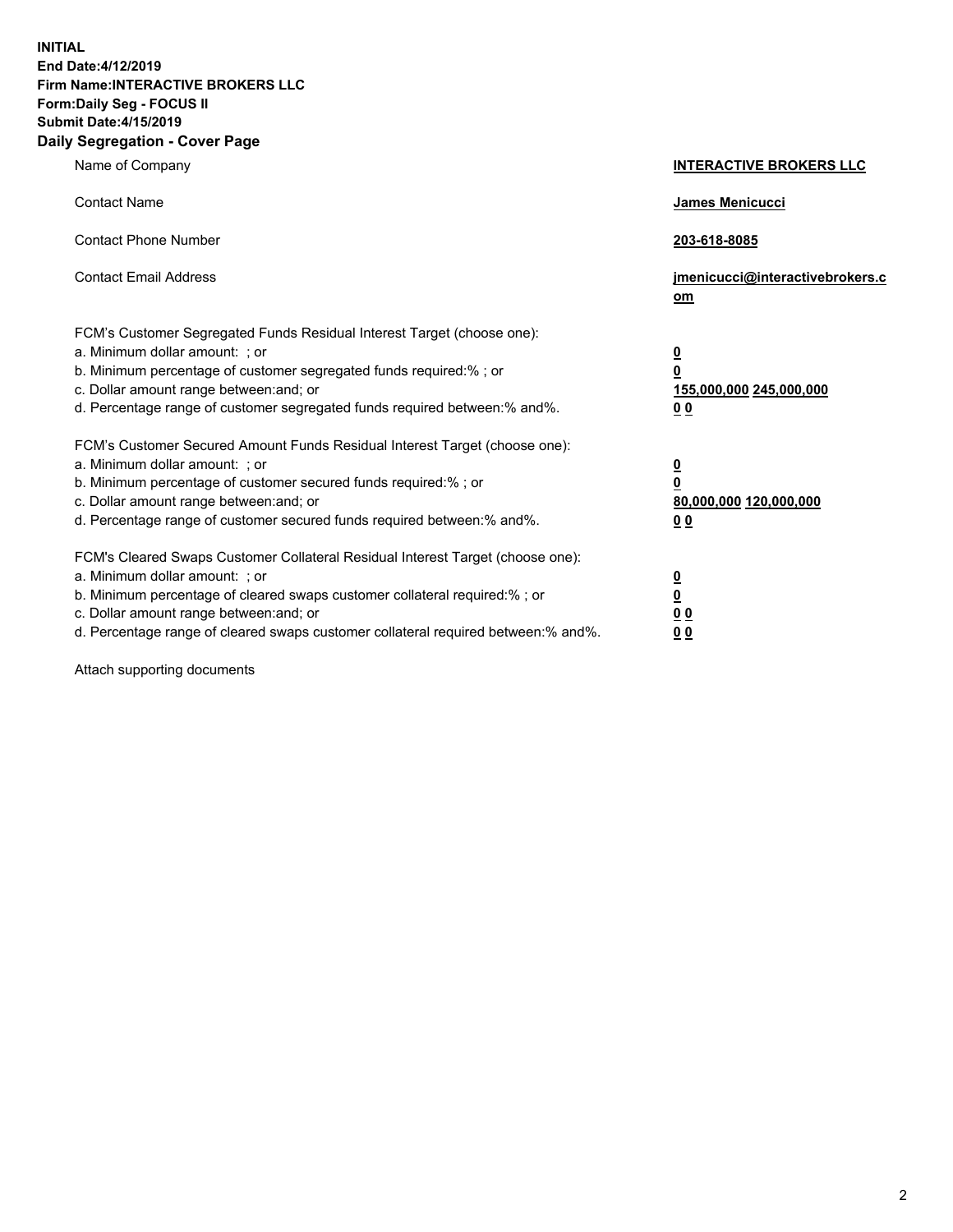**INITIAL**
**End Date:4/12/2019**
**Firm Name:INTERACTIVE BROKERS LLC**
**Form:Daily Seg - FOCUS II**
**Submit Date:4/15/2019**

## Daily Segregation - Cover Page

| | |
|---|---|
| Name of Company | **INTERACTIVE BROKERS LLC** |
| Contact Name | **James Menicucci** |
| Contact Phone Number | **203-618-8085** |
| Contact Email Address | **jmenicucci@interactivebrokers.com** |

FCM's Customer Segregated Funds Residual Interest Target (choose one):

| | |
|---|---|
| a. Minimum dollar amount: ; or | **0** |
| b. Minimum percentage of customer segregated funds required:% ; or | **0** |
| c. Dollar amount range between:and; or | **155,000,000 245,000,000** |
| d. Percentage range of customer segregated funds required between:% and%. | **0 0** |

FCM's Customer Secured Amount Funds Residual Interest Target (choose one):

| | |
|---|---|
| a. Minimum dollar amount: ; or | **0** |
| b. Minimum percentage of customer secured funds required:% ; or | **0** |
| c. Dollar amount range between:and; or | **80,000,000 120,000,000** |
| d. Percentage range of customer secured funds required between:% and%. | **0 0** |

FCM's Cleared Swaps Customer Collateral Residual Interest Target (choose one):

| | |
|---|---|
| a. Minimum dollar amount: ; or | **0** |
| b. Minimum percentage of cleared swaps customer collateral required:% ; or | **0** |
| c. Dollar amount range between:and; or | **0 0** |
| d. Percentage range of cleared swaps customer collateral required between:% and%. | **0 0** |

Attach supporting documents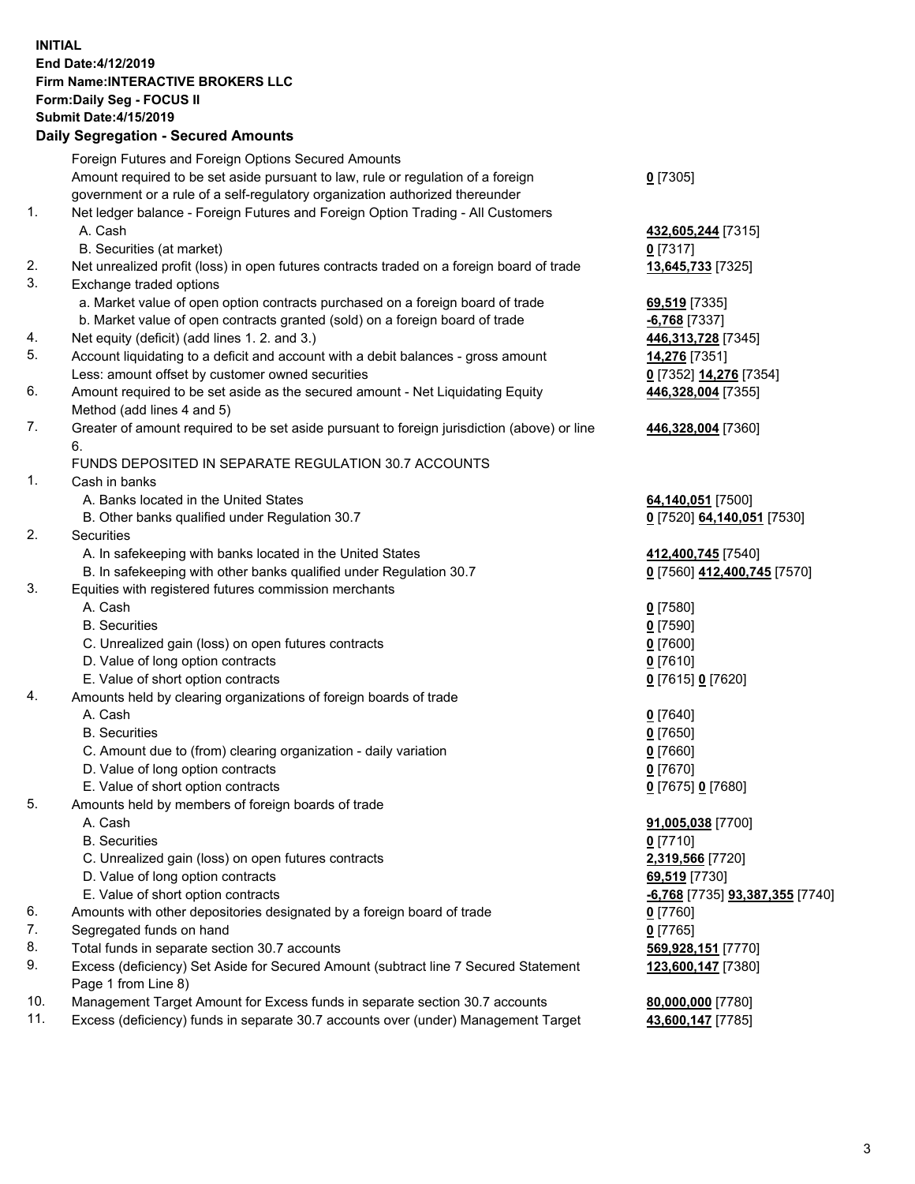**INITIAL**
**End Date:4/12/2019**
**Firm Name:INTERACTIVE BROKERS LLC**
**Form:Daily Seg - FOCUS II**
**Submit Date:4/15/2019**
**Daily Segregation - Secured Amounts**

| | | |
|---|---|---|
| | Foreign Futures and Foreign Options Secured Amounts | |
| | Amount required to be set aside pursuant to law, rule or regulation of a foreign government or a rule of a self-regulatory organization authorized thereunder | **0** [7305] |
| 1. | Net ledger balance - Foreign Futures and Foreign Option Trading - All Customers | |
| | A. Cash | **432,605,244** [7315] |
| | B. Securities (at market) | **0** [7317] |
| 2. | Net unrealized profit (loss) in open futures contracts traded on a foreign board of trade | **13,645,733** [7325] |
| 3. | Exchange traded options | |
| | a. Market value of open option contracts purchased on a foreign board of trade | **69,519** [7335] |
| | b. Market value of open contracts granted (sold) on a foreign board of trade | **-6,768** [7337] |
| 4. | Net equity (deficit) (add lines 1. 2. and 3.) | **446,313,728** [7345] |
| 5. | Account liquidating to a deficit and account with a debit balances - gross amount | **14,276** [7351] |
| | Less: amount offset by customer owned securities | **0** [7352] **14,276** [7354] |
| 6. | Amount required to be set aside as the secured amount - Net Liquidating Equity Method (add lines 4 and 5) | **446,328,004** [7355] |
| 7. | Greater of amount required to be set aside pursuant to foreign jurisdiction (above) or line 6. | **446,328,004** [7360] |
| | FUNDS DEPOSITED IN SEPARATE REGULATION 30.7 ACCOUNTS | |
| 1. | Cash in banks | |
| | A. Banks located in the United States | **64,140,051** [7500] |
| | B. Other banks qualified under Regulation 30.7 | **0** [7520] **64,140,051** [7530] |
| 2. | Securities | |
| | A. In safekeeping with banks located in the United States | **412,400,745** [7540] |
| | B. In safekeeping with other banks qualified under Regulation 30.7 | **0** [7560] **412,400,745** [7570] |
| 3. | Equities with registered futures commission merchants | |
| | A. Cash | **0** [7580] |
| | B. Securities | **0** [7590] |
| | C. Unrealized gain (loss) on open futures contracts | **0** [7600] |
| | D. Value of long option contracts | **0** [7610] |
| | E. Value of short option contracts | **0** [7615] **0** [7620] |
| 4. | Amounts held by clearing organizations of foreign boards of trade | |
| | A. Cash | **0** [7640] |
| | B. Securities | **0** [7650] |
| | C. Amount due to (from) clearing organization - daily variation | **0** [7660] |
| | D. Value of long option contracts | **0** [7670] |
| | E. Value of short option contracts | **0** [7675] **0** [7680] |
| 5. | Amounts held by members of foreign boards of trade | |
| | A. Cash | **91,005,038** [7700] |
| | B. Securities | **0** [7710] |
| | C. Unrealized gain (loss) on open futures contracts | **2,319,566** [7720] |
| | D. Value of long option contracts | **69,519** [7730] |
| | E. Value of short option contracts | **-6,768** [7735] **93,387,355** [7740] |
| 6. | Amounts with other depositories designated by a foreign board of trade | **0** [7760] |
| 7. | Segregated funds on hand | **0** [7765] |
| 8. | Total funds in separate section 30.7 accounts | **569,928,151** [7770] |
| 9. | Excess (deficiency) Set Aside for Secured Amount (subtract line 7 Secured Statement Page 1 from Line 8) | **123,600,147** [7380] |
| 10. | Management Target Amount for Excess funds in separate section 30.7 accounts | **80,000,000** [7780] |
| 11. | Excess (deficiency) funds in separate 30.7 accounts over (under) Management Target | **43,600,147** [7785] |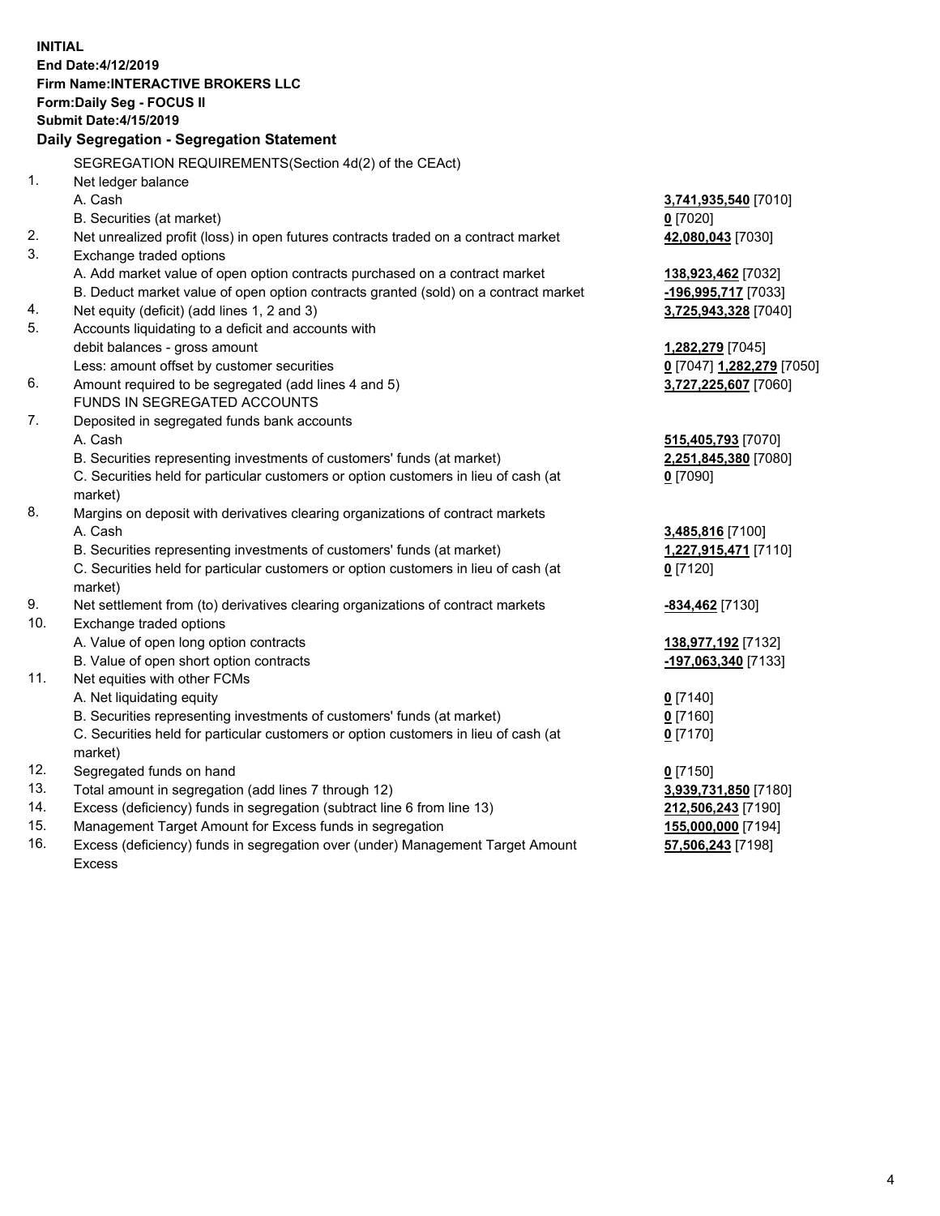**INITIAL**
**End Date:4/12/2019**
**Firm Name:INTERACTIVE BROKERS LLC**
**Form:Daily Seg - FOCUS II**
**Submit Date:4/15/2019**

## Daily Segregation - Segregation Statement

SEGREGATION REQUIREMENTS(Section 4d(2) of the CEAct)

| | | |
|---|---|---|
| 1. | Net ledger balance | |
| | A. Cash | **3,741,935,540** [7010] |
| | B. Securities (at market) | **0** [7020] |
| 2. | Net unrealized profit (loss) in open futures contracts traded on a contract market | **42,080,043** [7030] |
| 3. | Exchange traded options | |
| | A. Add market value of open option contracts purchased on a contract market | **138,923,462** [7032] |
| | B. Deduct market value of open option contracts granted (sold) on a contract market | **-196,995,717** [7033] |
| 4. | Net equity (deficit) (add lines 1, 2 and 3) | **3,725,943,328** [7040] |
| 5. | Accounts liquidating to a deficit and accounts with debit balances - gross amount | **1,282,279** [7045] |
| | Less: amount offset by customer securities | **0** [7047] **1,282,279** [7050] |
| 6. | Amount required to be segregated (add lines 4 and 5) | **3,727,225,607** [7060] |
| | FUNDS IN SEGREGATED ACCOUNTS | |
| 7. | Deposited in segregated funds bank accounts | |
| | A. Cash | **515,405,793** [7070] |
| | B. Securities representing investments of customers' funds (at market) | **2,251,845,380** [7080] |
| | C. Securities held for particular customers or option customers in lieu of cash (at market) | **0** [7090] |
| 8. | Margins on deposit with derivatives clearing organizations of contract markets | |
| | A. Cash | **3,485,816** [7100] |
| | B. Securities representing investments of customers' funds (at market) | **1,227,915,471** [7110] |
| | C. Securities held for particular customers or option customers in lieu of cash (at market) | **0** [7120] |
| 9. | Net settlement from (to) derivatives clearing organizations of contract markets | **-834,462** [7130] |
| 10. | Exchange traded options | |
| | A. Value of open long option contracts | **138,977,192** [7132] |
| | B. Value of open short option contracts | **-197,063,340** [7133] |
| 11. | Net equities with other FCMs | |
| | A. Net liquidating equity | **0** [7140] |
| | B. Securities representing investments of customers' funds (at market) | **0** [7160] |
| | C. Securities held for particular customers or option customers in lieu of cash (at market) | **0** [7170] |
| 12. | Segregated funds on hand | **0** [7150] |
| 13. | Total amount in segregation (add lines 7 through 12) | **3,939,731,850** [7180] |
| 14. | Excess (deficiency) funds in segregation (subtract line 6 from line 13) | **212,506,243** [7190] |
| 15. | Management Target Amount for Excess funds in segregation | **155,000,000** [7194] |
| 16. | Excess (deficiency) funds in segregation over (under) Management Target Amount Excess | **57,506,243** [7198] |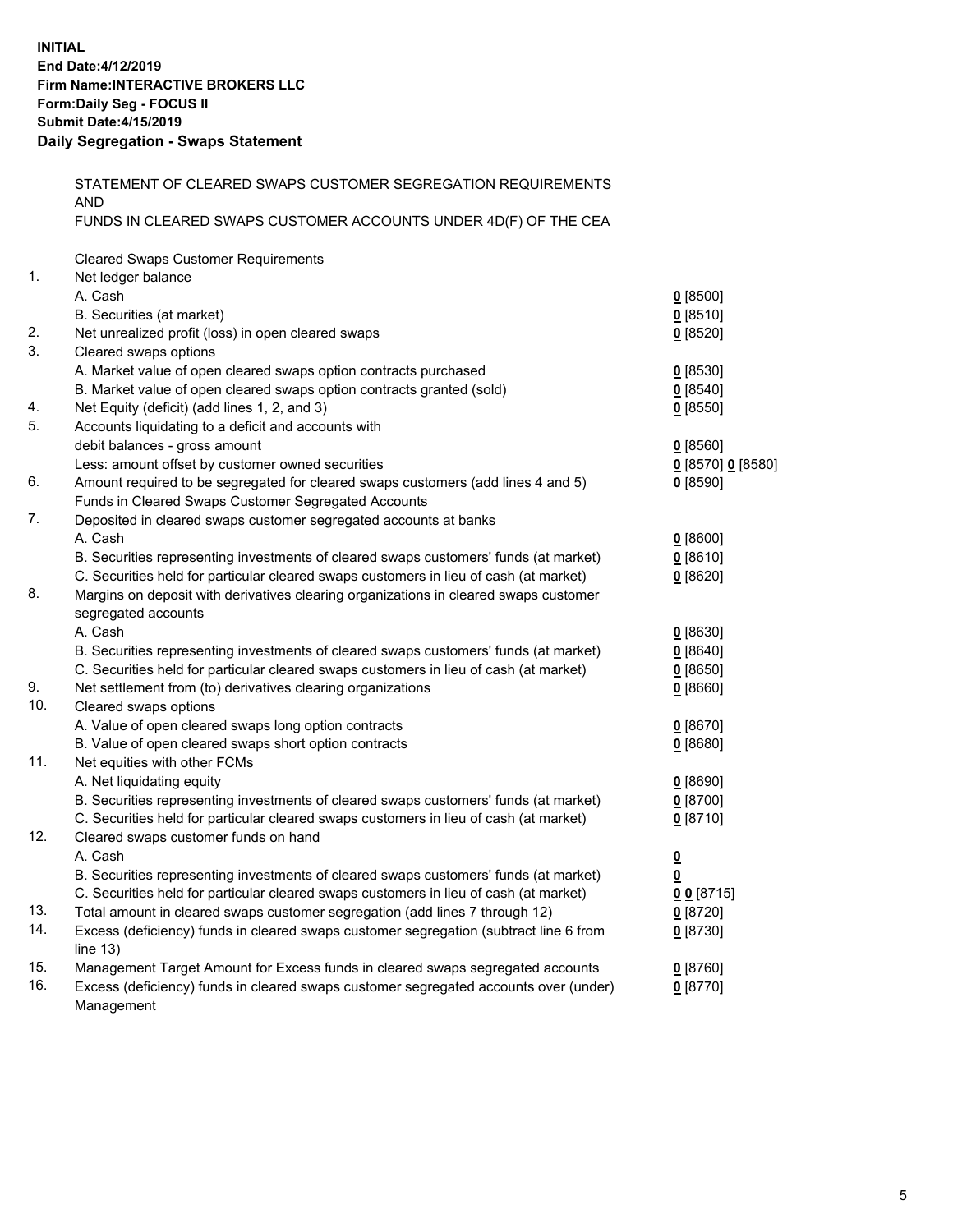**INITIAL**
**End Date:4/12/2019**
**Firm Name:INTERACTIVE BROKERS LLC**
**Form:Daily Seg - FOCUS II**
**Submit Date:4/15/2019**
**Daily Segregation - Swaps Statement**

STATEMENT OF CLEARED SWAPS CUSTOMER SEGREGATION REQUIREMENTS AND FUNDS IN CLEARED SWAPS CUSTOMER ACCOUNTS UNDER 4D(F) OF THE CEA

| | | |
|---|---|---|
| | Cleared Swaps Customer Requirements | |
| 1. | Net ledger balance | |
| | A. Cash | 0 [8500] |
| | B. Securities (at market) | 0 [8510] |
| 2. | Net unrealized profit (loss) in open cleared swaps | 0 [8520] |
| 3. | Cleared swaps options | |
| | A. Market value of open cleared swaps option contracts purchased | 0 [8530] |
| | B. Market value of open cleared swaps option contracts granted (sold) | 0 [8540] |
| 4. | Net Equity (deficit) (add lines 1, 2, and 3) | 0 [8550] |
| 5. | Accounts liquidating to a deficit and accounts with debit balances - gross amount | 0 [8560] |
| | Less: amount offset by customer owned securities | 0 [8570] 0 [8580] |
| 6. | Amount required to be segregated for cleared swaps customers (add lines 4 and 5) | 0 [8590] |
| | Funds in Cleared Swaps Customer Segregated Accounts | |
| 7. | Deposited in cleared swaps customer segregated accounts at banks | |
| | A. Cash | 0 [8600] |
| | B. Securities representing investments of cleared swaps customers' funds (at market) | 0 [8610] |
| | C. Securities held for particular cleared swaps customers in lieu of cash (at market) | 0 [8620] |
| 8. | Margins on deposit with derivatives clearing organizations in cleared swaps customer segregated accounts | |
| | A. Cash | 0 [8630] |
| | B. Securities representing investments of cleared swaps customers' funds (at market) | 0 [8640] |
| | C. Securities held for particular cleared swaps customers in lieu of cash (at market) | 0 [8650] |
| 9. | Net settlement from (to) derivatives clearing organizations | 0 [8660] |
| 10. | Cleared swaps options | |
| | A. Value of open cleared swaps long option contracts | 0 [8670] |
| | B. Value of open cleared swaps short option contracts | 0 [8680] |
| 11. | Net equities with other FCMs | |
| | A. Net liquidating equity | 0 [8690] |
| | B. Securities representing investments of cleared swaps customers' funds (at market) | 0 [8700] |
| | C. Securities held for particular cleared swaps customers in lieu of cash (at market) | 0 [8710] |
| 12. | Cleared swaps customer funds on hand | |
| | A. Cash | 0 |
| | B. Securities representing investments of cleared swaps customers' funds (at market) | 0 |
| | C. Securities held for particular cleared swaps customers in lieu of cash (at market) | 0 0 [8715] |
| 13. | Total amount in cleared swaps customer segregation (add lines 7 through 12) | 0 [8720] |
| 14. | Excess (deficiency) funds in cleared swaps customer segregation (subtract line 6 from line 13) | 0 [8730] |
| 15. | Management Target Amount for Excess funds in cleared swaps segregated accounts | 0 [8760] |
| 16. | Excess (deficiency) funds in cleared swaps customer segregated accounts over (under) Management | 0 [8770] |